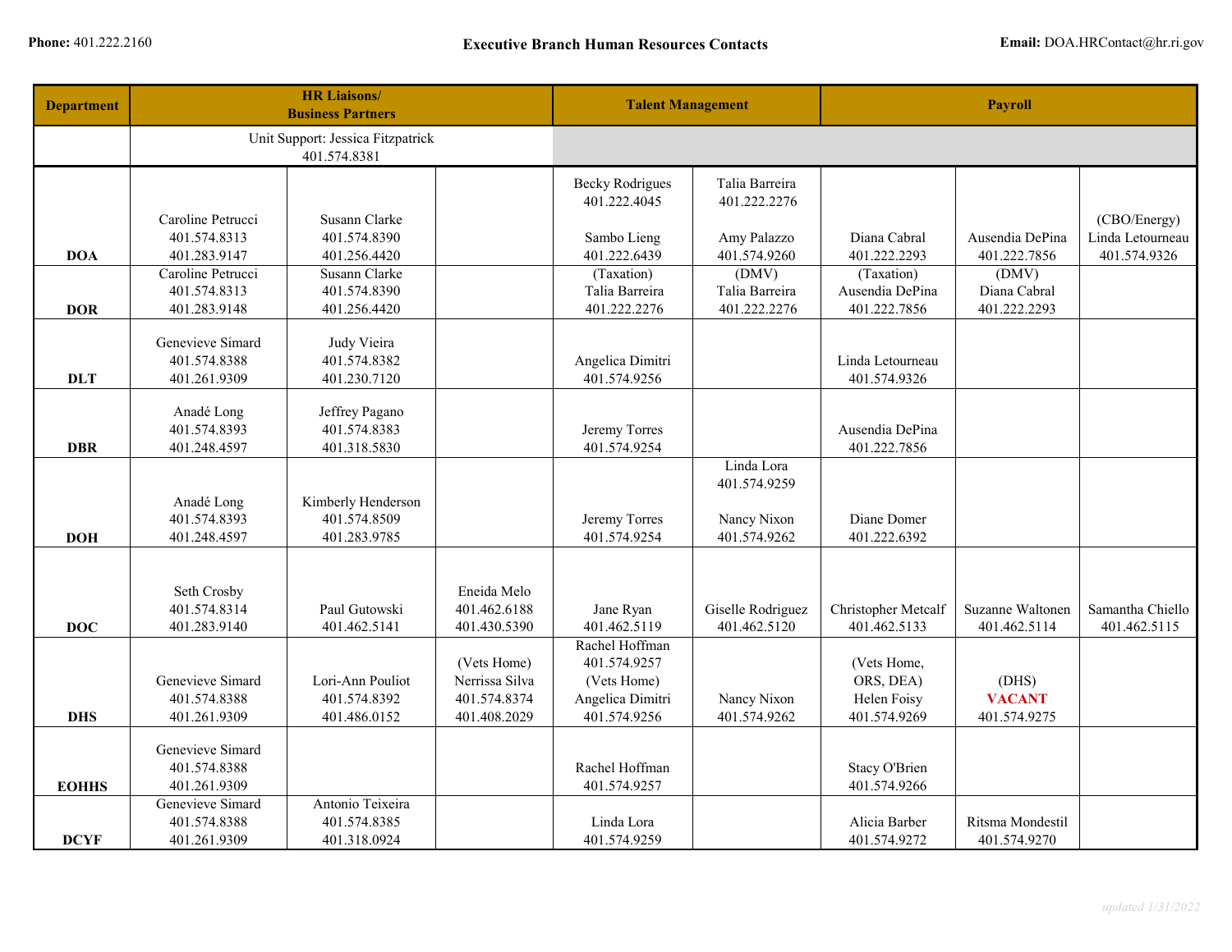**Phone:** 401.222.2160

# Executive Branch Human Resources Contacts

**Email:** DOA.HRContact@hr.ri.gov

| Department | HR Liaisons/ Business Partners | | | Talent Management | | Payroll | | |
|---|---|---|---|---|---|---|---|---|
| | Unit Support: Jessica Fitzpatrick 401.574.8381 | | | | | | | |
| **DOA** | Caroline Petrucci 401.574.8313 401.283.9147 | Susann Clarke 401.574.8390 401.256.4420 | | Becky Rodrigues 401.222.4045 Sambo Lieng 401.222.6439 | Talia Barreira 401.222.2276 Amy Palazzo 401.574.9260 | Diana Cabral 401.222.2293 | Ausendia DePina 401.222.7856 | (CBO/Energy) Linda Letourneau 401.574.9326 |
| **DOR** | Caroline Petrucci 401.574.8313 401.283.9148 | Susann Clarke 401.574.8390 401.256.4420 | | (Taxation) Talia Barreira 401.222.2276 | (DMV) Talia Barreira 401.222.2276 | (Taxation) Ausendia DePina 401.222.7856 | (DMV) Diana Cabral 401.222.2293 | |
| **DLT** | Genevieve Simard 401.574.8388 401.261.9309 | Judy Vieira 401.574.8382 401.230.7120 | | Angelica Dimitri 401.574.9256 | | Linda Letourneau 401.574.9326 | | |
| **DBR** | Anadé Long 401.574.8393 401.248.4597 | Jeffrey Pagano 401.574.8383 401.318.5830 | | Jeremy Torres 401.574.9254 | | Ausendia DePina 401.222.7856 | | |
| **DOH** | Anadé Long 401.574.8393 401.248.4597 | Kimberly Henderson 401.574.8509 401.283.9785 | | Jeremy Torres 401.574.9254 | Linda Lora 401.574.9259 Nancy Nixon 401.574.9262 | Diane Domer 401.222.6392 | | |
| **DOC** | Seth Crosby 401.574.8314 401.283.9140 | Paul Gutowski 401.462.5141 | Eneida Melo 401.462.6188 401.430.5390 | Jane Ryan 401.462.5119 | Giselle Rodriguez 401.462.5120 | Christopher Metcalf 401.462.5133 | Suzanne Waltonen 401.462.5114 | Samantha Chiello 401.462.5115 |
| **DHS** | Genevieve Simard 401.574.8388 401.261.9309 | Lori-Ann Pouliot 401.574.8392 401.486.0152 | (Vets Home) Nerrissa Silva 401.574.8374 401.408.2029 | Rachel Hoffman 401.574.9257 (Vets Home) Angelica Dimitri 401.574.9256 | Nancy Nixon 401.574.9262 | (Vets Home, ORS, DEA) Helen Foisy 401.574.9269 | (DHS) **VACANT** 401.574.9275 | |
| **EOHHS** | Genevieve Simard 401.574.8388 401.261.9309 | | | Rachel Hoffman 401.574.9257 | | Stacy O'Brien 401.574.9266 | | |
| **DCYF** | Genevieve Simard 401.574.8388 401.261.9309 | Antonio Teixeira 401.574.8385 401.318.0924 | | Linda Lora 401.574.9259 | | Alicia Barber 401.574.9272 | Ritsma Mondestil 401.574.9270 | |

*updated 1/31/2022*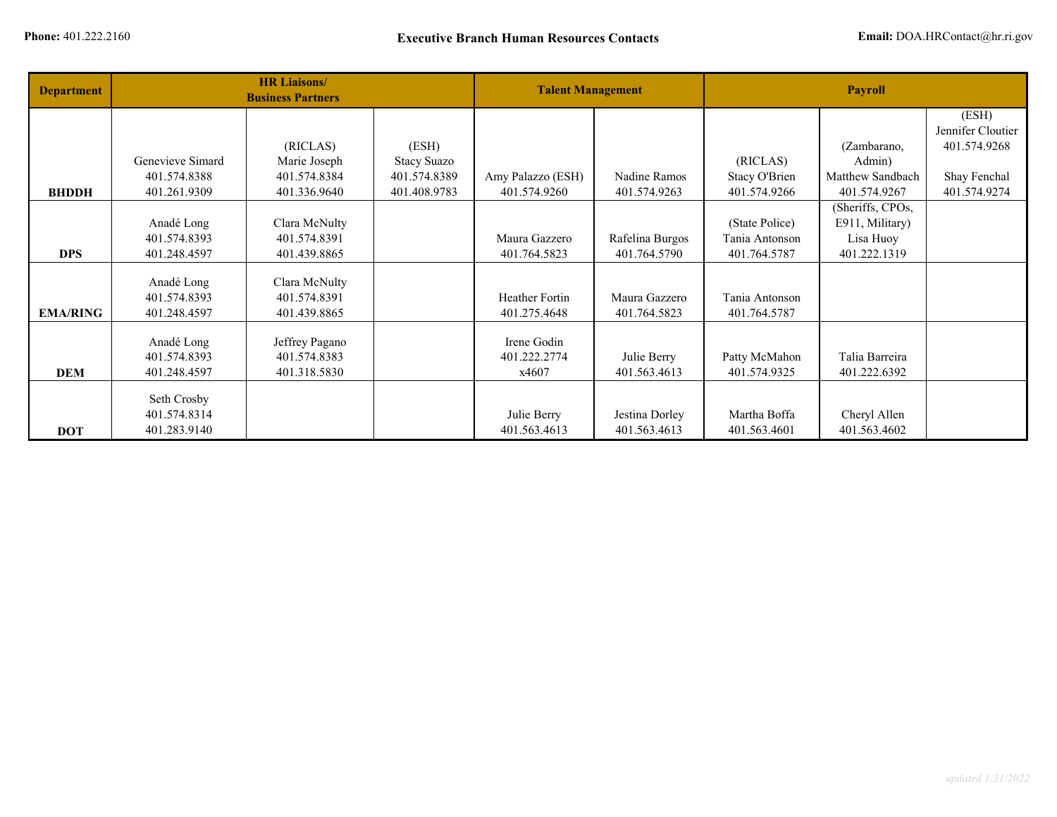**Phone:** 401.222.2160

**Executive Branch Human Resources Contacts**

**Email:** DOA.HRContact@hr.ri.gov

| Department | HR Liaisons/ Business Partners | | | Talent Management | | Payroll | | |
|---|---|---|---|---|---|---|---|---|
| **BHDDH** | Genevieve Simard 401.574.8388 401.261.9309 | (RICLAS) Marie Joseph 401.574.8384 401.336.9640 | (ESH) Stacy Suazo 401.574.8389 401.408.9783 | Amy Palazzo (ESH) 401.574.9260 | Nadine Ramos 401.574.9263 | (RICLAS) Stacy O'Brien 401.574.9266 | (Zambarano, Admin) Matthew Sandbach 401.574.9267 | (ESH) Jennifer Cloutier 401.574.9268 Shay Fenchal 401.574.9274 |
| **DPS** | Anadé Long 401.574.8393 401.248.4597 | Clara McNulty 401.574.8391 401.439.8865 | | Maura Gazzero 401.764.5823 | Rafelina Burgos 401.764.5790 | (State Police) Tania Antonson 401.764.5787 | (Sheriffs, CPOs, E911, Military) Lisa Huoy 401.222.1319 | |
| **EMA/RING** | Anadé Long 401.574.8393 401.248.4597 | Clara McNulty 401.574.8391 401.439.8865 | | Heather Fortin 401.275.4648 | Maura Gazzero 401.764.5823 | Tania Antonson 401.764.5787 | | |
| **DEM** | Anadé Long 401.574.8393 401.248.4597 | Jeffrey Pagano 401.574.8383 401.318.5830 | | Irene Godin 401.222.2774 x4607 | Julie Berry 401.563.4613 | Patty McMahon 401.574.9325 | Talia Barreira 401.222.6392 | |
| **DOT** | Seth Crosby 401.574.8314 401.283.9140 | | | Julie Berry 401.563.4613 | Jestina Dorley 401.563.4613 | Martha Boffa 401.563.4601 | Cheryl Allen 401.563.4602 | |

*updated 1/31/2022*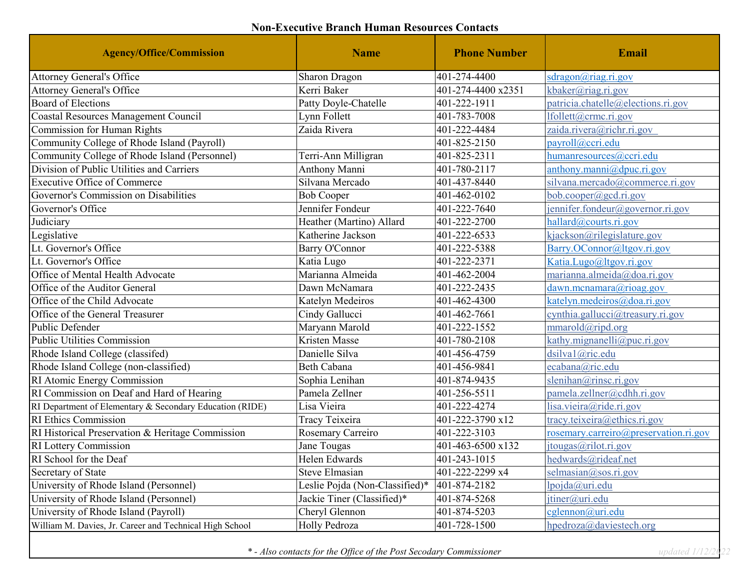**Non-Executive Branch Human Resources Contacts**

| Agency/Office/Commission | Name | Phone Number | Email |
|---|---|---|---|
| Attorney General's Office | Sharon Dragon | 401-274-4400 | sdragon@riag.ri.gov |
| Attorney General's Office | Kerri Baker | 401-274-4400 x2351 | kbaker@riag.ri.gov |
| Board of Elections | Patty Doyle-Chatelle | 401-222-1911 | patricia.chatelle@elections.ri.gov |
| Coastal Resources Management Council | Lynn Follett | 401-783-7008 | lfollett@crmc.ri.gov |
| Commission for Human Rights | Zaida Rivera | 401-222-4484 | zaida.rivera@richr.ri.gov |
| Community College of Rhode Island (Payroll) | | 401-825-2150 | payroll@ccri.edu |
| Community College of Rhode Island (Personnel) | Terri-Ann Milligran | 401-825-2311 | humanresources@ccri.edu |
| Division of Public Utilities and Carriers | Anthony Manni | 401-780-2117 | anthony.manni@dpuc.ri.gov |
| Executive Office of Commerce | Silvana Mercado | 401-437-8440 | silvana.mercado@commerce.ri.gov |
| Governor's Commission on Disabilities | Bob Cooper | 401-462-0102 | bob.cooper@gcd.ri.gov |
| Governor's Office | Jennifer Fondeur | 401-222-7640 | jennifer.fondeur@governor.ri.gov |
| Judiciary | Heather (Martino) Allard | 401-222-2700 | hallard@courts.ri.gov |
| Legislative | Katherine Jackson | 401-222-6533 | kjackson@rilegislature.gov |
| Lt. Governor's Office | Barry O'Connor | 401-222-5388 | Barry.OConnor@ltgov.ri.gov |
| Lt. Governor's Office | Katia Lugo | 401-222-2371 | Katia.Lugo@ltgov.ri.gov |
| Office of Mental Health Advocate | Marianna Almeida | 401-462-2004 | marianna.almeida@doa.ri.gov |
| Office of the Auditor General | Dawn McNamara | 401-222-2435 | dawn.mcnamara@rioag.gov |
| Office of the Child Advocate | Katelyn Medeiros | 401-462-4300 | katelyn.medeiros@doa.ri.gov |
| Office of the General Treasurer | Cindy Gallucci | 401-462-7661 | cynthia.gallucci@treasury.ri.gov |
| Public Defender | Maryann Marold | 401-222-1552 | mmarold@ripd.org |
| Public Utilities Commission | Kristen Masse | 401-780-2108 | kathy.mignanelli@puc.ri.gov |
| Rhode Island College (classifed) | Danielle Silva | 401-456-4759 | dsilva1@ric.edu |
| Rhode Island College (non-classified) | Beth Cabana | 401-456-9841 | ecabana@ric.edu |
| RI Atomic Energy Commission | Sophia Lenihan | 401-874-9435 | slenihan@rinsc.ri.gov |
| RI Commission on Deaf and Hard of Hearing | Pamela Zellner | 401-256-5511 | pamela.zellner@cdhh.ri.gov |
| RI Department of Elementary & Secondary Education (RIDE) | Lisa Vieira | 401-222-4274 | lisa.vieira@ride.ri.gov |
| RI Ethics Commission | Tracy Teixeira | 401-222-3790 x12 | tracy.teixeira@ethics.ri.gov |
| RI Historical Preservation & Heritage Commission | Rosemary Carreiro | 401-222-3103 | rosemary.carreiro@preservation.ri.gov |
| RI Lottery Commission | Jane Tougas | 401-463-6500 x132 | jtougas@rilot.ri.gov |
| RI School for the Deaf | Helen Edwards | 401-243-1015 | hedwards@rideaf.net |
| Secretary of State | Steve Elmasian | 401-222-2299 x4 | selmasian@sos.ri.gov |
| University of Rhode Island (Personnel) | Leslie Pojda (Non-Classified)* | 401-874-2182 | lpojda@uri.edu |
| University of Rhode Island (Personnel) | Jackie Tiner (Classified)* | 401-874-5268 | jtiner@uri.edu |
| University of Rhode Island (Payroll) | Cheryl Glennon | 401-874-5203 | cglennon@uri.edu |
| William M. Davies, Jr. Career and Technical High School | Holly Pedroza | 401-728-1500 | hpedroza@daviestech.org |

*\* - Also contacts for the Office of the Post Secodary Commissioner*

*updated 1/12/2022*